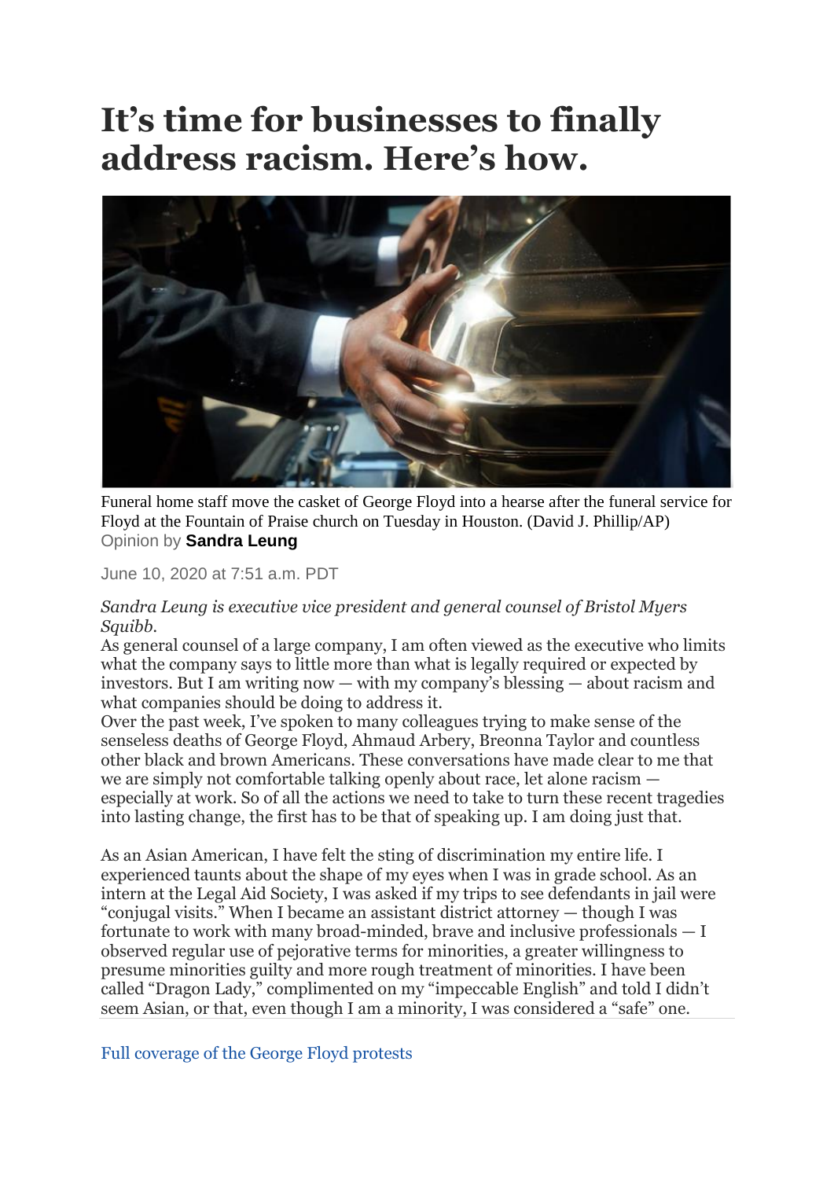# It's time for businesses to finally address racism. Here's how.

Funeral home staff move the casket of George Floyd into a hearse after the funeral service for Floyd at the Fountain of Praise church on Tuesday in Houston. (David J. Phillip/AP)

Opinion by **Sandra Leung**

June 10, 2020 at 7:51 a.m. PDT

*Sandra Leung is executive vice president and general counsel of Bristol Myers Squibb.*

As general counsel of a large company, I am often viewed as the executive who limits what the company says to little more than what is legally required or expected by investors. But I am writing now — with my company's blessing — about racism and what companies should be doing to address it.

Over the past week, I've spoken to many colleagues trying to make sense of the senseless deaths of George Floyd, Ahmaud Arbery, Breonna Taylor and countless other black and brown Americans. These conversations have made clear to me that we are simply not comfortable talking openly about race, let alone racism — especially at work. So of all the actions we need to take to turn these recent tragedies into lasting change, the first has to be that of speaking up. I am doing just that.

As an Asian American, I have felt the sting of discrimination my entire life. I experienced taunts about the shape of my eyes when I was in grade school. As an intern at the Legal Aid Society, I was asked if my trips to see defendants in jail were "conjugal visits." When I became an assistant district attorney — though I was fortunate to work with many broad-minded, brave and inclusive professionals — I observed regular use of pejorative terms for minorities, a greater willingness to presume minorities guilty and more rough treatment of minorities. I have been called "Dragon Lady," complimented on my "impeccable English" and told I didn't seem Asian, or that, even though I am a minority, I was considered a "safe" one.

Full coverage of the George Floyd protests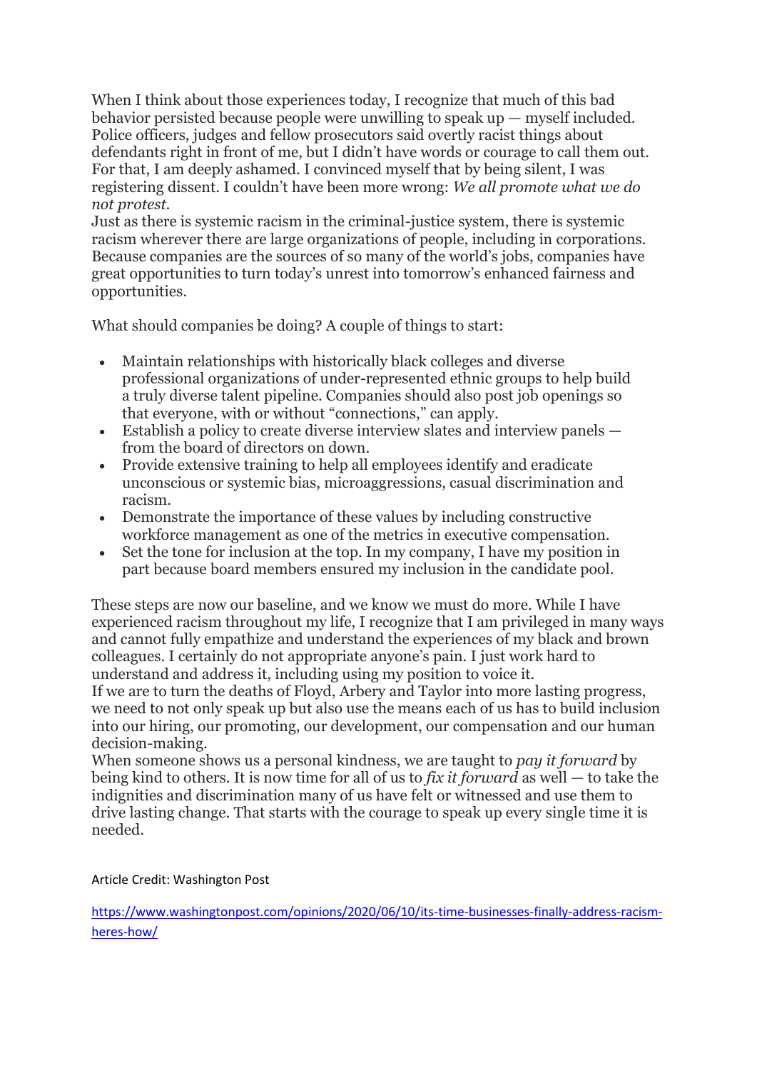When I think about those experiences today, I recognize that much of this bad behavior persisted because people were unwilling to speak up — myself included. Police officers, judges and fellow prosecutors said overtly racist things about defendants right in front of me, but I didn't have words or courage to call them out. For that, I am deeply ashamed. I convinced myself that by being silent, I was registering dissent. I couldn't have been more wrong: *We all promote what we do not protest.*

Just as there is systemic racism in the criminal-justice system, there is systemic racism wherever there are large organizations of people, including in corporations. Because companies are the sources of so many of the world's jobs, companies have great opportunities to turn today's unrest into tomorrow's enhanced fairness and opportunities.

What should companies be doing? A couple of things to start:

- Maintain relationships with historically black colleges and diverse professional organizations of under-represented ethnic groups to help build a truly diverse talent pipeline. Companies should also post job openings so that everyone, with or without "connections," can apply.
- Establish a policy to create diverse interview slates and interview panels — from the board of directors on down.
- Provide extensive training to help all employees identify and eradicate unconscious or systemic bias, microaggressions, casual discrimination and racism.
- Demonstrate the importance of these values by including constructive workforce management as one of the metrics in executive compensation.
- Set the tone for inclusion at the top. In my company, I have my position in part because board members ensured my inclusion in the candidate pool.

These steps are now our baseline, and we know we must do more. While I have experienced racism throughout my life, I recognize that I am privileged in many ways and cannot fully empathize and understand the experiences of my black and brown colleagues. I certainly do not appropriate anyone's pain. I just work hard to understand and address it, including using my position to voice it.

If we are to turn the deaths of Floyd, Arbery and Taylor into more lasting progress, we need to not only speak up but also use the means each of us has to build inclusion into our hiring, our promoting, our development, our compensation and our human decision-making.

When someone shows us a personal kindness, we are taught to *pay it forward* by being kind to others. It is now time for all of us to *fix it forward* as well — to take the indignities and discrimination many of us have felt or witnessed and use them to drive lasting change. That starts with the courage to speak up every single time it is needed.

Article Credit: Washington Post

https://www.washingtonpost.com/opinions/2020/06/10/its-time-businesses-finally-address-racism-heres-how/